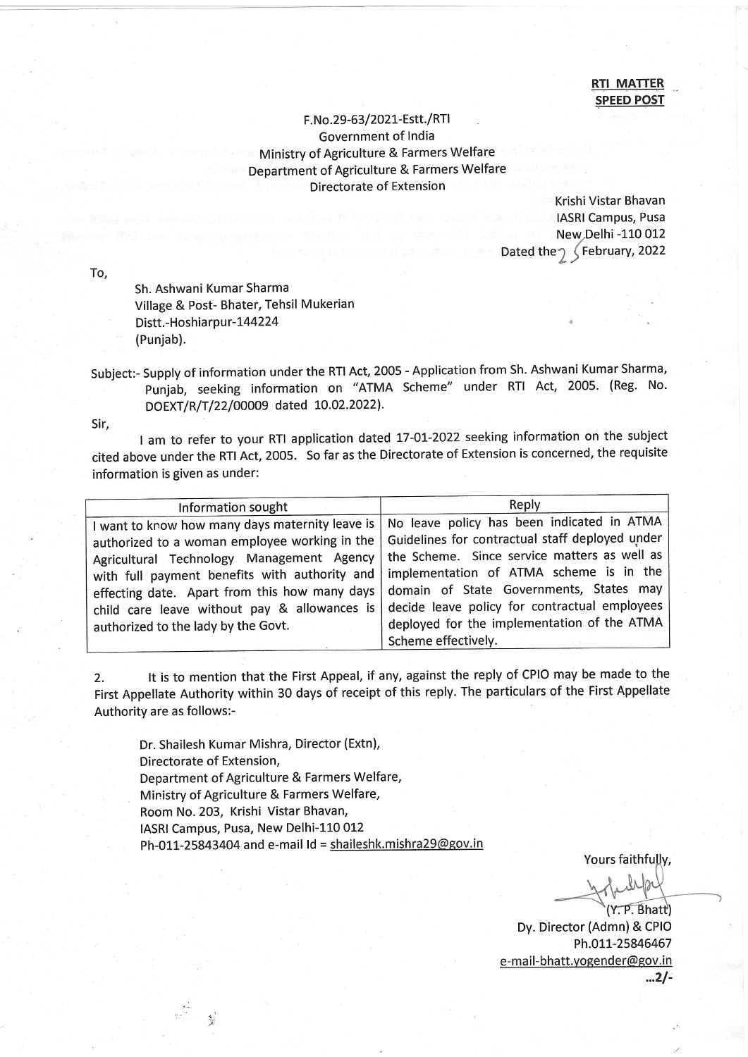**RTI MATTER**
**SPEED POST**

F.No.29-63/2021-Estt./RTI
Government of India
Ministry of Agriculture & Farmers Welfare
Department of Agriculture & Farmers Welfare
Directorate of Extension

Krishi Vistar Bhavan
IASRI Campus, Pusa
New Delhi -110 012
Dated the 25 February, 2022

To,

Sh. Ashwani Kumar Sharma
Village & Post- Bhater, Tehsil Mukerian
Distt.-Hoshiarpur-144224
(Punjab).

Subject:- Supply of information under the RTI Act, 2005 - Application from Sh. Ashwani Kumar Sharma, Punjab, seeking information on "ATMA Scheme" under RTI Act, 2005. (Reg. No. DOEXT/R/T/22/00009 dated 10.02.2022).

Sir,

I am to refer to your RTI application dated 17-01-2022 seeking information on the subject cited above under the RTI Act, 2005. So far as the Directorate of Extension is concerned, the requisite information is given as under:

| Information sought | Reply |
| --- | --- |
| I want to know how many days maternity leave is authorized to a woman employee working in the Agricultural Technology Management Agency with full payment benefits with authority and effecting date. Apart from this how many days child care leave without pay & allowances is authorized to the lady by the Govt. | No leave policy has been indicated in ATMA Guidelines for contractual staff deployed under the Scheme. Since service matters as well as implementation of ATMA scheme is in the domain of State Governments, States may decide leave policy for contractual employees deployed for the implementation of the ATMA Scheme effectively. |

2. It is to mention that the First Appeal, if any, against the reply of CPIO may be made to the First Appellate Authority within 30 days of receipt of this reply. The particulars of the First Appellate Authority are as follows:-

Dr. Shailesh Kumar Mishra, Director (Extn),
Directorate of Extension,
Department of Agriculture & Farmers Welfare,
Ministry of Agriculture & Farmers Welfare,
Room No. 203, Krishi Vistar Bhavan,
IASRI Campus, Pusa, New Delhi-110 012
Ph-011-25843404 and e-mail Id = shaileshk.mishra29@gov.in

Yours faithfully,

(Y. P. Bhatt)
Dy. Director (Admn) & CPIO
Ph.011-25846467
e-mail-bhatt.yogender@gov.in

...2/-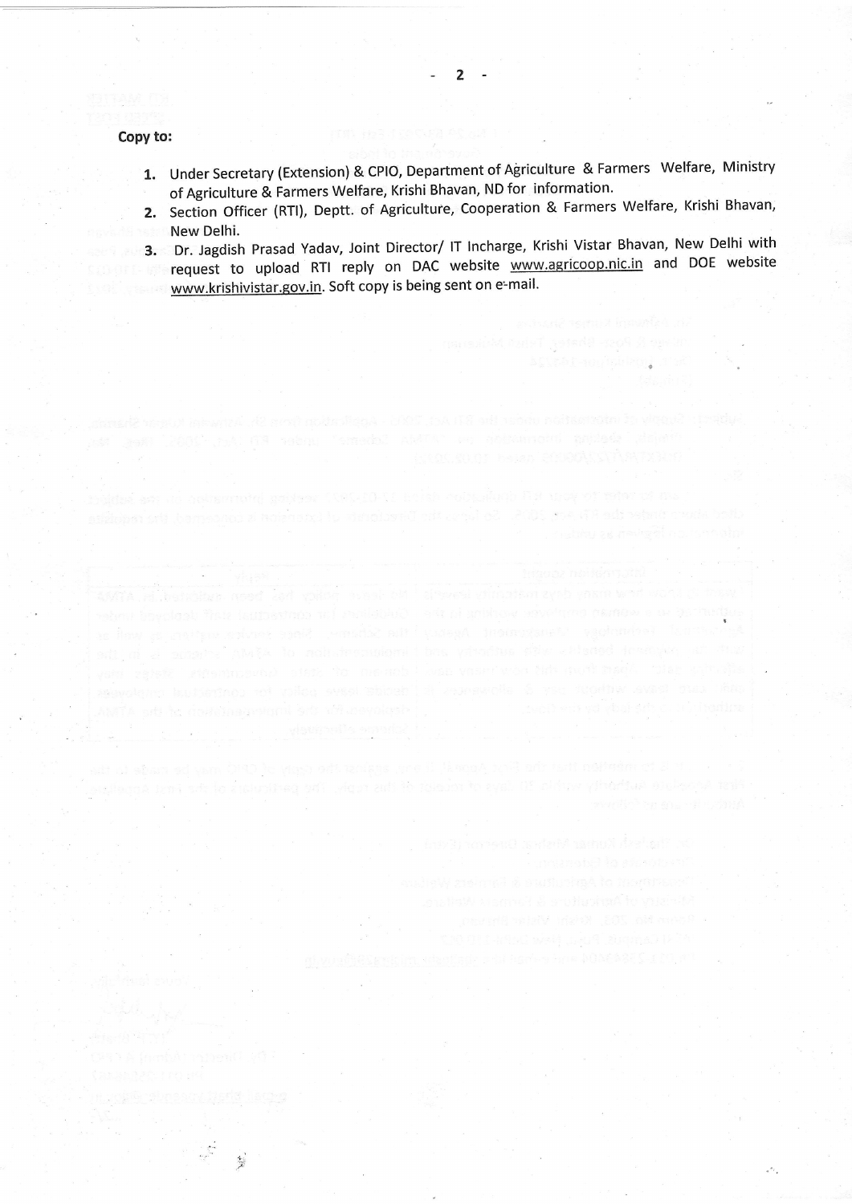**Copy to:**

1. Under Secretary (Extension) & CPIO, Department of Agriculture & Farmers Welfare, Ministry of Agriculture & Farmers Welfare, Krishi Bhavan, ND for information.
2. Section Officer (RTI), Deptt. of Agriculture, Cooperation & Farmers Welfare, Krishi Bhavan, New Delhi.
3. Dr. Jagdish Prasad Yadav, Joint Director/ IT Incharge, Krishi Vistar Bhavan, New Delhi with request to upload RTI reply on DAC website www.agricoop.nic.in and DOE website www.krishivistar.gov.in. Soft copy is being sent on e-mail.